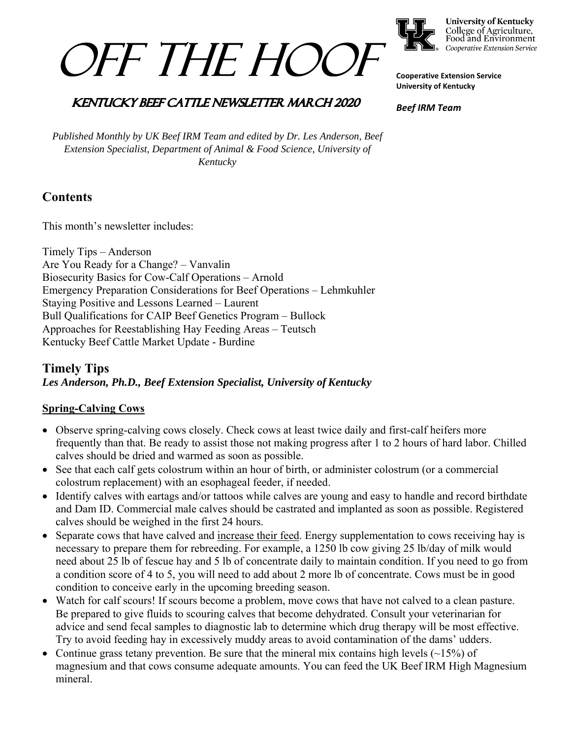# OFF THE HOOF

**University of Kentucky**
College of Agriculture, Food and Environment
*Cooperative Extension Service*

**Cooperative Extension Service**
**University of Kentucky**

***Beef IRM Team***

## KENTUCKY BEEF CATTLE NEWSLETTER MARCH 2020

*Published Monthly by UK Beef IRM Team and edited by Dr. Les Anderson, Beef Extension Specialist, Department of Animal & Food Science, University of Kentucky*

## Contents

This month's newsletter includes:

Timely Tips – Anderson
Are You Ready for a Change? – Vanvalin
Biosecurity Basics for Cow-Calf Operations – Arnold
Emergency Preparation Considerations for Beef Operations – Lehmkuhler
Staying Positive and Lessons Learned – Laurent
Bull Qualifications for CAIP Beef Genetics Program – Bullock
Approaches for Reestablishing Hay Feeding Areas – Teutsch
Kentucky Beef Cattle Market Update - Burdine

## Timely Tips

***Les Anderson, Ph.D., Beef Extension Specialist, University of Kentucky***

### Spring-Calving Cows

- Observe spring-calving cows closely. Check cows at least twice daily and first-calf heifers more frequently than that. Be ready to assist those not making progress after 1 to 2 hours of hard labor. Chilled calves should be dried and warmed as soon as possible.
- See that each calf gets colostrum within an hour of birth, or administer colostrum (or a commercial colostrum replacement) with an esophageal feeder, if needed.
- Identify calves with eartags and/or tattoos while calves are young and easy to handle and record birthdate and Dam ID. Commercial male calves should be castrated and implanted as soon as possible. Registered calves should be weighed in the first 24 hours.
- Separate cows that have calved and increase their feed. Energy supplementation to cows receiving hay is necessary to prepare them for rebreeding. For example, a 1250 lb cow giving 25 lb/day of milk would need about 25 lb of fescue hay and 5 lb of concentrate daily to maintain condition. If you need to go from a condition score of 4 to 5, you will need to add about 2 more lb of concentrate. Cows must be in good condition to conceive early in the upcoming breeding season.
- Watch for calf scours! If scours become a problem, move cows that have not calved to a clean pasture. Be prepared to give fluids to scouring calves that become dehydrated. Consult your veterinarian for advice and send fecal samples to diagnostic lab to determine which drug therapy will be most effective. Try to avoid feeding hay in excessively muddy areas to avoid contamination of the dams' udders.
- Continue grass tetany prevention. Be sure that the mineral mix contains high levels (~15%) of magnesium and that cows consume adequate amounts. You can feed the UK Beef IRM High Magnesium mineral.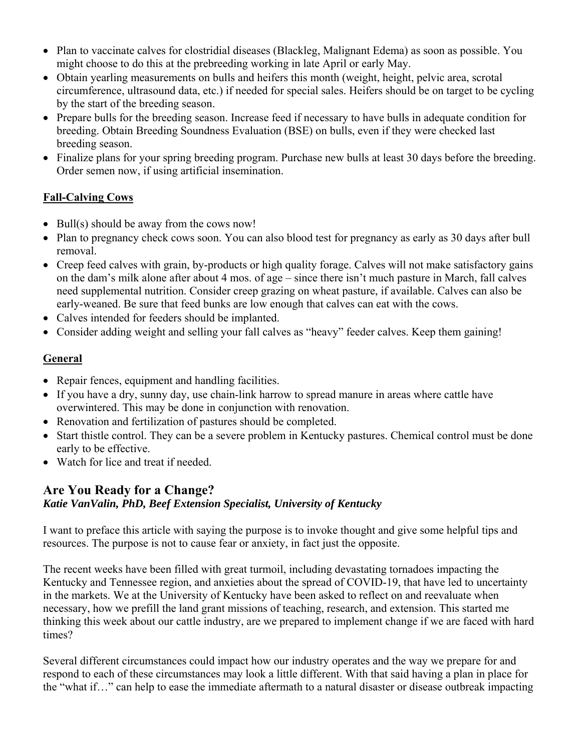- Plan to vaccinate calves for clostridial diseases (Blackleg, Malignant Edema) as soon as possible. You might choose to do this at the prebreeding working in late April or early May.
- Obtain yearling measurements on bulls and heifers this month (weight, height, pelvic area, scrotal circumference, ultrasound data, etc.) if needed for special sales. Heifers should be on target to be cycling by the start of the breeding season.
- Prepare bulls for the breeding season. Increase feed if necessary to have bulls in adequate condition for breeding. Obtain Breeding Soundness Evaluation (BSE) on bulls, even if they were checked last breeding season.
- Finalize plans for your spring breeding program. Purchase new bulls at least 30 days before the breeding. Order semen now, if using artificial insemination.

### Fall-Calving Cows

- Bull(s) should be away from the cows now!
- Plan to pregnancy check cows soon. You can also blood test for pregnancy as early as 30 days after bull removal.
- Creep feed calves with grain, by-products or high quality forage. Calves will not make satisfactory gains on the dam's milk alone after about 4 mos. of age – since there isn't much pasture in March, fall calves need supplemental nutrition. Consider creep grazing on wheat pasture, if available. Calves can also be early-weaned. Be sure that feed bunks are low enough that calves can eat with the cows.
- Calves intended for feeders should be implanted.
- Consider adding weight and selling your fall calves as "heavy" feeder calves. Keep them gaining!

### General

- Repair fences, equipment and handling facilities.
- If you have a dry, sunny day, use chain-link harrow to spread manure in areas where cattle have overwintered. This may be done in conjunction with renovation.
- Renovation and fertilization of pastures should be completed.
- Start thistle control. They can be a severe problem in Kentucky pastures. Chemical control must be done early to be effective.
- Watch for lice and treat if needed.

## Are You Ready for a Change?

***Katie VanValin, PhD, Beef Extension Specialist, University of Kentucky***

I want to preface this article with saying the purpose is to invoke thought and give some helpful tips and resources. The purpose is not to cause fear or anxiety, in fact just the opposite.

The recent weeks have been filled with great turmoil, including devastating tornadoes impacting the Kentucky and Tennessee region, and anxieties about the spread of COVID-19, that have led to uncertainty in the markets. We at the University of Kentucky have been asked to reflect on and reevaluate when necessary, how we prefill the land grant missions of teaching, research, and extension. This started me thinking this week about our cattle industry, are we prepared to implement change if we are faced with hard times?

Several different circumstances could impact how our industry operates and the way we prepare for and respond to each of these circumstances may look a little different. With that said having a plan in place for the "what if…" can help to ease the immediate aftermath to a natural disaster or disease outbreak impacting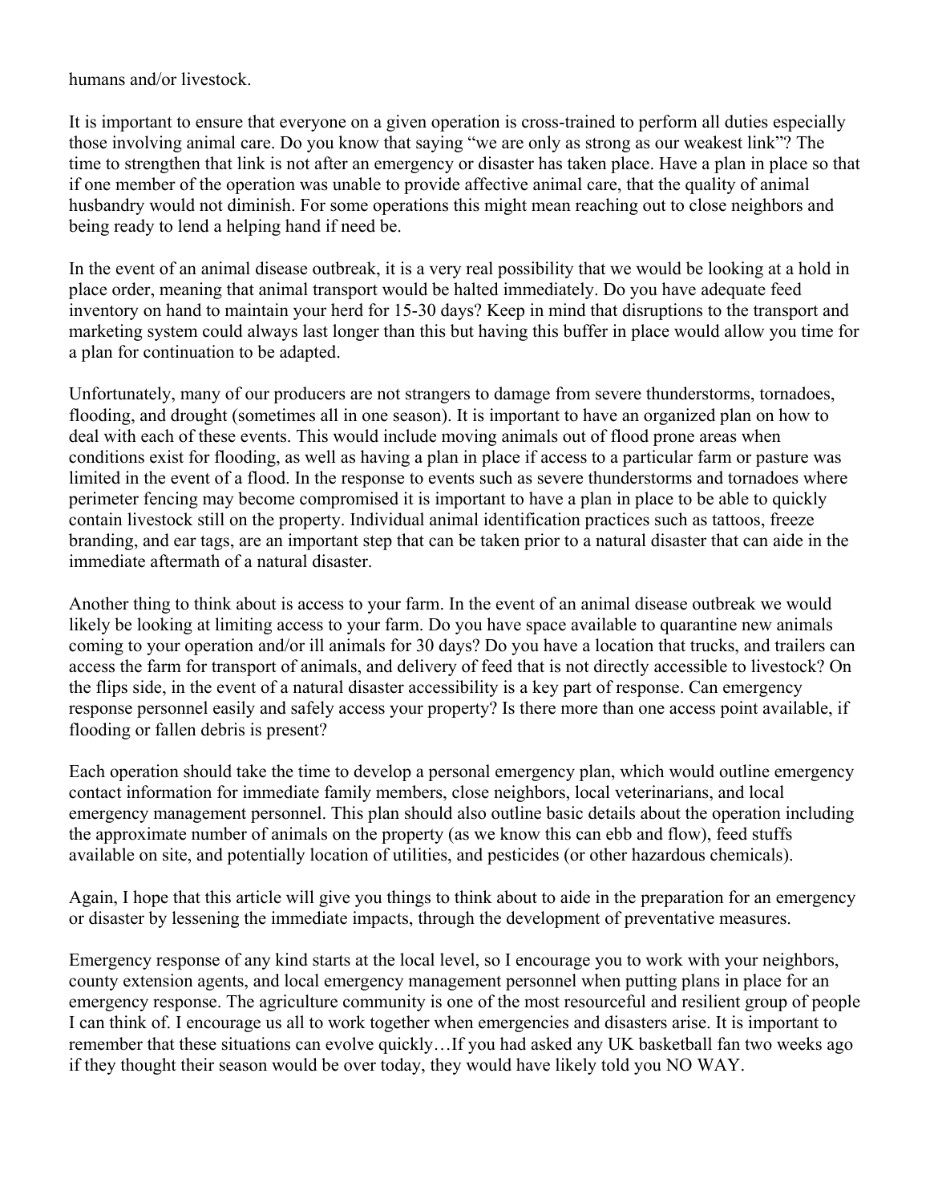humans and/or livestock.

It is important to ensure that everyone on a given operation is cross-trained to perform all duties especially those involving animal care. Do you know that saying "we are only as strong as our weakest link"? The time to strengthen that link is not after an emergency or disaster has taken place. Have a plan in place so that if one member of the operation was unable to provide affective animal care, that the quality of animal husbandry would not diminish. For some operations this might mean reaching out to close neighbors and being ready to lend a helping hand if need be.

In the event of an animal disease outbreak, it is a very real possibility that we would be looking at a hold in place order, meaning that animal transport would be halted immediately. Do you have adequate feed inventory on hand to maintain your herd for 15-30 days? Keep in mind that disruptions to the transport and marketing system could always last longer than this but having this buffer in place would allow you time for a plan for continuation to be adapted.

Unfortunately, many of our producers are not strangers to damage from severe thunderstorms, tornadoes, flooding, and drought (sometimes all in one season). It is important to have an organized plan on how to deal with each of these events. This would include moving animals out of flood prone areas when conditions exist for flooding, as well as having a plan in place if access to a particular farm or pasture was limited in the event of a flood. In the response to events such as severe thunderstorms and tornadoes where perimeter fencing may become compromised it is important to have a plan in place to be able to quickly contain livestock still on the property. Individual animal identification practices such as tattoos, freeze branding, and ear tags, are an important step that can be taken prior to a natural disaster that can aide in the immediate aftermath of a natural disaster.

Another thing to think about is access to your farm. In the event of an animal disease outbreak we would likely be looking at limiting access to your farm. Do you have space available to quarantine new animals coming to your operation and/or ill animals for 30 days? Do you have a location that trucks, and trailers can access the farm for transport of animals, and delivery of feed that is not directly accessible to livestock? On the flips side, in the event of a natural disaster accessibility is a key part of response. Can emergency response personnel easily and safely access your property? Is there more than one access point available, if flooding or fallen debris is present?

Each operation should take the time to develop a personal emergency plan, which would outline emergency contact information for immediate family members, close neighbors, local veterinarians, and local emergency management personnel. This plan should also outline basic details about the operation including the approximate number of animals on the property (as we know this can ebb and flow), feed stuffs available on site, and potentially location of utilities, and pesticides (or other hazardous chemicals).

Again, I hope that this article will give you things to think about to aide in the preparation for an emergency or disaster by lessening the immediate impacts, through the development of preventative measures.

Emergency response of any kind starts at the local level, so I encourage you to work with your neighbors, county extension agents, and local emergency management personnel when putting plans in place for an emergency response. The agriculture community is one of the most resourceful and resilient group of people I can think of. I encourage us all to work together when emergencies and disasters arise. It is important to remember that these situations can evolve quickly…If you had asked any UK basketball fan two weeks ago if they thought their season would be over today, they would have likely told you NO WAY.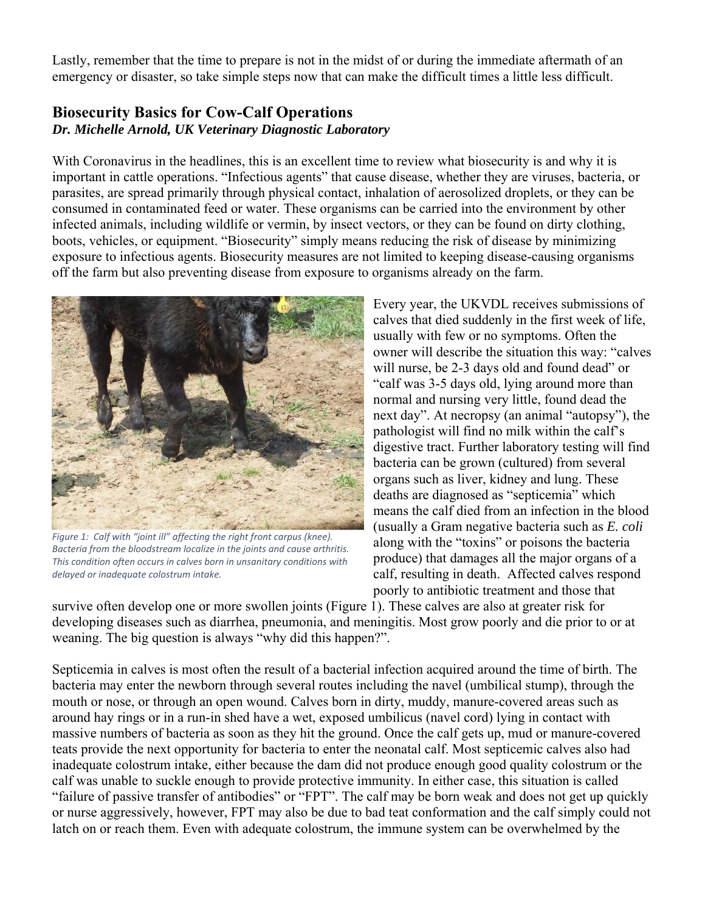Lastly, remember that the time to prepare is not in the midst of or during the immediate aftermath of an emergency or disaster, so take simple steps now that can make the difficult times a little less difficult.

## Biosecurity Basics for Cow-Calf Operations

***Dr. Michelle Arnold, UK Veterinary Diagnostic Laboratory***

With Coronavirus in the headlines, this is an excellent time to review what biosecurity is and why it is important in cattle operations. "Infectious agents" that cause disease, whether they are viruses, bacteria, or parasites, are spread primarily through physical contact, inhalation of aerosolized droplets, or they can be consumed in contaminated feed or water. These organisms can be carried into the environment by other infected animals, including wildlife or vermin, by insect vectors, or they can be found on dirty clothing, boots, vehicles, or equipment. "Biosecurity" simply means reducing the risk of disease by minimizing exposure to infectious agents. Biosecurity measures are not limited to keeping disease-causing organisms off the farm but also preventing disease from exposure to organisms already on the farm.

*Figure 1: Calf with "joint ill" affecting the right front carpus (knee). Bacteria from the bloodstream localize in the joints and cause arthritis. This condition often occurs in calves born in unsanitary conditions with delayed or inadequate colostrum intake.*

Every year, the UKVDL receives submissions of calves that died suddenly in the first week of life, usually with few or no symptoms. Often the owner will describe the situation this way: "calves will nurse, be 2-3 days old and found dead" or "calf was 3-5 days old, lying around more than normal and nursing very little, found dead the next day". At necropsy (an animal "autopsy"), the pathologist will find no milk within the calf's digestive tract. Further laboratory testing will find bacteria can be grown (cultured) from several organs such as liver, kidney and lung. These deaths are diagnosed as "septicemia" which means the calf died from an infection in the blood (usually a Gram negative bacteria such as *E. coli* along with the "toxins" or poisons the bacteria produce) that damages all the major organs of a calf, resulting in death. Affected calves respond poorly to antibiotic treatment and those that survive often develop one or more swollen joints (Figure 1). These calves are also at greater risk for developing diseases such as diarrhea, pneumonia, and meningitis. Most grow poorly and die prior to or at weaning. The big question is always "why did this happen?".

Septicemia in calves is most often the result of a bacterial infection acquired around the time of birth. The bacteria may enter the newborn through several routes including the navel (umbilical stump), through the mouth or nose, or through an open wound. Calves born in dirty, muddy, manure-covered areas such as around hay rings or in a run-in shed have a wet, exposed umbilicus (navel cord) lying in contact with massive numbers of bacteria as soon as they hit the ground. Once the calf gets up, mud or manure-covered teats provide the next opportunity for bacteria to enter the neonatal calf. Most septicemic calves also had inadequate colostrum intake, either because the dam did not produce enough good quality colostrum or the calf was unable to suckle enough to provide protective immunity. In either case, this situation is called "failure of passive transfer of antibodies" or "FPT". The calf may be born weak and does not get up quickly or nurse aggressively, however, FPT may also be due to bad teat conformation and the calf simply could not latch on or reach them. Even with adequate colostrum, the immune system can be overwhelmed by the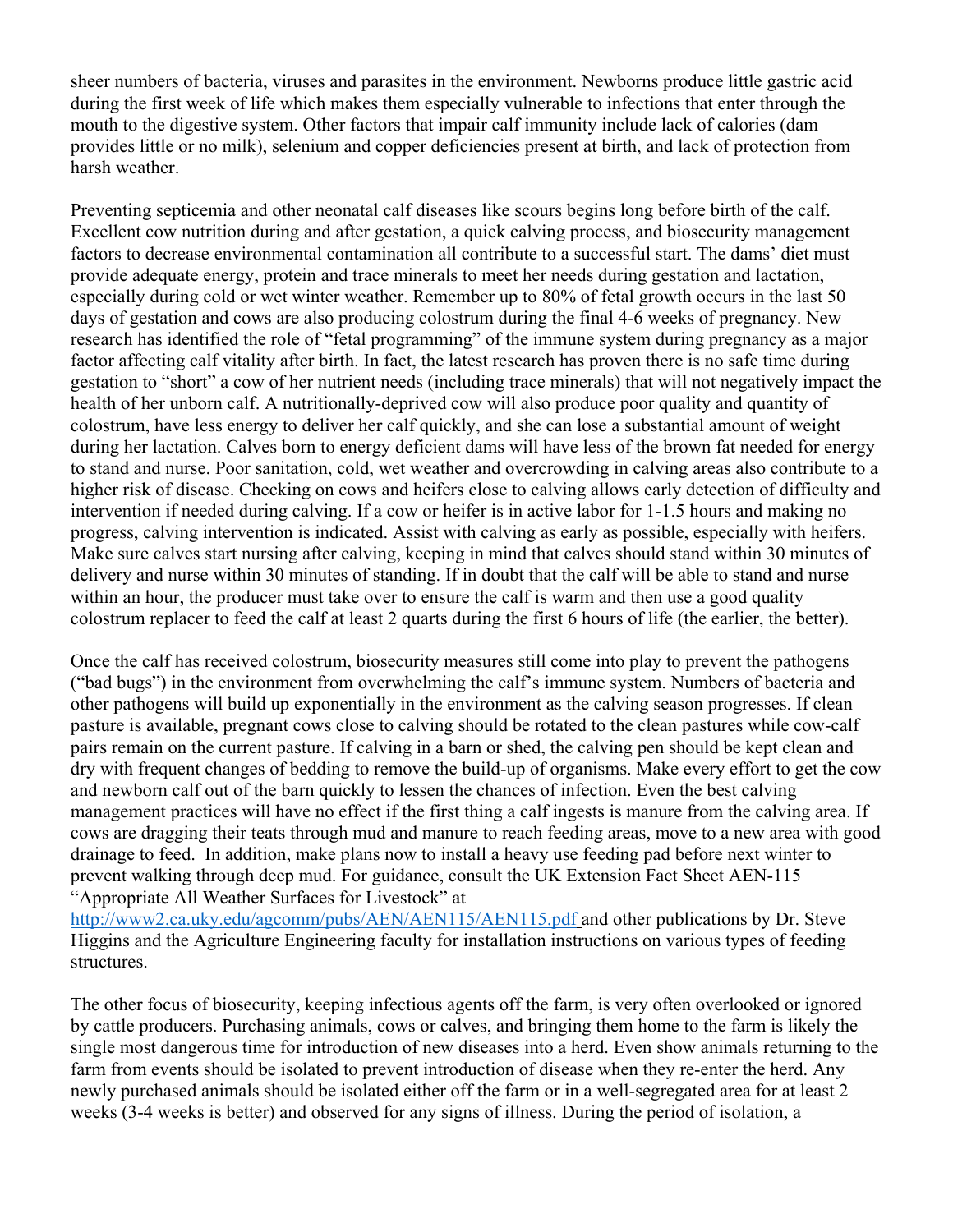sheer numbers of bacteria, viruses and parasites in the environment. Newborns produce little gastric acid during the first week of life which makes them especially vulnerable to infections that enter through the mouth to the digestive system. Other factors that impair calf immunity include lack of calories (dam provides little or no milk), selenium and copper deficiencies present at birth, and lack of protection from harsh weather.

Preventing septicemia and other neonatal calf diseases like scours begins long before birth of the calf. Excellent cow nutrition during and after gestation, a quick calving process, and biosecurity management factors to decrease environmental contamination all contribute to a successful start. The dams' diet must provide adequate energy, protein and trace minerals to meet her needs during gestation and lactation, especially during cold or wet winter weather. Remember up to 80% of fetal growth occurs in the last 50 days of gestation and cows are also producing colostrum during the final 4-6 weeks of pregnancy. New research has identified the role of "fetal programming" of the immune system during pregnancy as a major factor affecting calf vitality after birth. In fact, the latest research has proven there is no safe time during gestation to "short" a cow of her nutrient needs (including trace minerals) that will not negatively impact the health of her unborn calf. A nutritionally-deprived cow will also produce poor quality and quantity of colostrum, have less energy to deliver her calf quickly, and she can lose a substantial amount of weight during her lactation. Calves born to energy deficient dams will have less of the brown fat needed for energy to stand and nurse. Poor sanitation, cold, wet weather and overcrowding in calving areas also contribute to a higher risk of disease. Checking on cows and heifers close to calving allows early detection of difficulty and intervention if needed during calving. If a cow or heifer is in active labor for 1-1.5 hours and making no progress, calving intervention is indicated. Assist with calving as early as possible, especially with heifers. Make sure calves start nursing after calving, keeping in mind that calves should stand within 30 minutes of delivery and nurse within 30 minutes of standing. If in doubt that the calf will be able to stand and nurse within an hour, the producer must take over to ensure the calf is warm and then use a good quality colostrum replacer to feed the calf at least 2 quarts during the first 6 hours of life (the earlier, the better).

Once the calf has received colostrum, biosecurity measures still come into play to prevent the pathogens ("bad bugs") in the environment from overwhelming the calf's immune system. Numbers of bacteria and other pathogens will build up exponentially in the environment as the calving season progresses. If clean pasture is available, pregnant cows close to calving should be rotated to the clean pastures while cow-calf pairs remain on the current pasture. If calving in a barn or shed, the calving pen should be kept clean and dry with frequent changes of bedding to remove the build-up of organisms. Make every effort to get the cow and newborn calf out of the barn quickly to lessen the chances of infection. Even the best calving management practices will have no effect if the first thing a calf ingests is manure from the calving area. If cows are dragging their teats through mud and manure to reach feeding areas, move to a new area with good drainage to feed. In addition, make plans now to install a heavy use feeding pad before next winter to prevent walking through deep mud. For guidance, consult the UK Extension Fact Sheet AEN-115 "Appropriate All Weather Surfaces for Livestock" at http://www2.ca.uky.edu/agcomm/pubs/AEN/AEN115/AEN115.pdf and other publications by Dr. Steve Higgins and the Agriculture Engineering faculty for installation instructions on various types of feeding structures.

The other focus of biosecurity, keeping infectious agents off the farm, is very often overlooked or ignored by cattle producers. Purchasing animals, cows or calves, and bringing them home to the farm is likely the single most dangerous time for introduction of new diseases into a herd. Even show animals returning to the farm from events should be isolated to prevent introduction of disease when they re-enter the herd. Any newly purchased animals should be isolated either off the farm or in a well-segregated area for at least 2 weeks (3-4 weeks is better) and observed for any signs of illness. During the period of isolation, a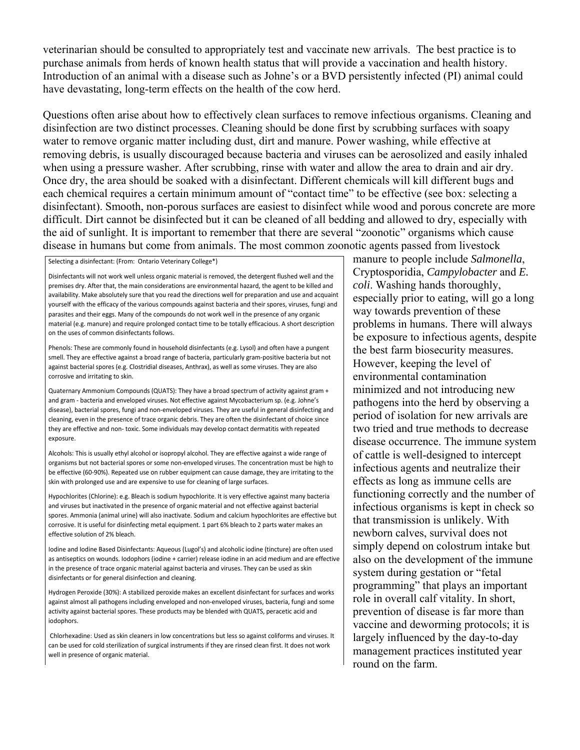veterinarian should be consulted to appropriately test and vaccinate new arrivals. The best practice is to purchase animals from herds of known health status that will provide a vaccination and health history. Introduction of an animal with a disease such as Johne's or a BVD persistently infected (PI) animal could have devastating, long-term effects on the health of the cow herd.

Questions often arise about how to effectively clean surfaces to remove infectious organisms. Cleaning and disinfection are two distinct processes. Cleaning should be done first by scrubbing surfaces with soapy water to remove organic matter including dust, dirt and manure. Power washing, while effective at removing debris, is usually discouraged because bacteria and viruses can be aerosolized and easily inhaled when using a pressure washer. After scrubbing, rinse with water and allow the area to drain and air dry. Once dry, the area should be soaked with a disinfectant. Different chemicals will kill different bugs and each chemical requires a certain minimum amount of "contact time" to be effective (see box: selecting a disinfectant). Smooth, non-porous surfaces are easiest to disinfect while wood and porous concrete are more difficult. Dirt cannot be disinfected but it can be cleaned of all bedding and allowed to dry, especially with the aid of sunlight. It is important to remember that there are several "zoonotic" organisms which cause disease in humans but come from animals. The most common zoonotic agents passed from livestock manure to people include *Salmonella*, Cryptosporidia, *Campylobacter* and *E. coli*. Washing hands thoroughly, especially prior to eating, will go a long way towards prevention of these problems in humans. There will always be exposure to infectious agents, despite the best farm biosecurity measures. However, keeping the level of environmental contamination minimized and not introducing new pathogens into the herd by observing a period of isolation for new arrivals are two tried and true methods to decrease disease occurrence. The immune system of cattle is well-designed to intercept infectious agents and neutralize their effects as long as immune cells are functioning correctly and the number of infectious organisms is kept in check so that transmission is unlikely. With newborn calves, survival does not simply depend on colostrum intake but also on the development of the immune system during gestation or "fetal programming" that plays an important role in overall calf vitality. In short, prevention of disease is far more than vaccine and deworming protocols; it is largely influenced by the day-to-day management practices instituted year round on the farm.

---

Selecting a disinfectant: (From: Ontario Veterinary College*)

Disinfectants will not work well unless organic material is removed, the detergent flushed well and the premises dry. After that, the main considerations are environmental hazard, the agent to be killed and availability. Make absolutely sure that you read the directions well for preparation and use and acquaint yourself with the efficacy of the various compounds against bacteria and their spores, viruses, fungi and parasites and their eggs. Many of the compounds do not work well in the presence of any organic material (e.g. manure) and require prolonged contact time to be totally efficacious. A short description on the uses of common disinfectants follows.

Phenols: These are commonly found in household disinfectants (e.g. Lysol) and often have a pungent smell. They are effective against a broad range of bacteria, particularly gram-positive bacteria but not against bacterial spores (e.g. Clostridial diseases, Anthrax), as well as some viruses. They are also corrosive and irritating to skin.

Quaternary Ammonium Compounds (QUATS): They have a broad spectrum of activity against gram + and gram - bacteria and enveloped viruses. Not effective against Mycobacterium sp. (e.g. Johne's disease), bacterial spores, fungi and non-enveloped viruses. They are useful in general disinfecting and cleaning, even in the presence of trace organic debris. They are often the disinfectant of choice since they are effective and non- toxic. Some individuals may develop contact dermatitis with repeated exposure.

Alcohols: This is usually ethyl alcohol or isopropyl alcohol. They are effective against a wide range of organisms but not bacterial spores or some non-enveloped viruses. The concentration must be high to be effective (60-90%). Repeated use on rubber equipment can cause damage, they are irritating to the skin with prolonged use and are expensive to use for cleaning of large surfaces.

Hypochlorites (Chlorine): e.g. Bleach is sodium hypochlorite. It is very effective against many bacteria and viruses but inactivated in the presence of organic material and not effective against bacterial spores. Ammonia (animal urine) will also inactivate. Sodium and calcium hypochlorites are effective but corrosive. It is useful for disinfecting metal equipment. 1 part 6% bleach to 2 parts water makes an effective solution of 2% bleach.

Iodine and Iodine Based Disinfectants: Aqueous (Lugol's) and alcoholic iodine (tincture) are often used as antiseptics on wounds. Iodophors (iodine + carrier) release iodine in an acid medium and are effective in the presence of trace organic material against bacteria and viruses. They can be used as skin disinfectants or for general disinfection and cleaning.

Hydrogen Peroxide (30%): A stabilized peroxide makes an excellent disinfectant for surfaces and works against almost all pathogens including enveloped and non-enveloped viruses, bacteria, fungi and some activity against bacterial spores. These products may be blended with QUATS, peracetic acid and iodophors.

Chlorhexadine: Used as skin cleaners in low concentrations but less so against coliforms and viruses. It can be used for cold sterilization of surgical instruments if they are rinsed clean first. It does not work well in presence of organic material.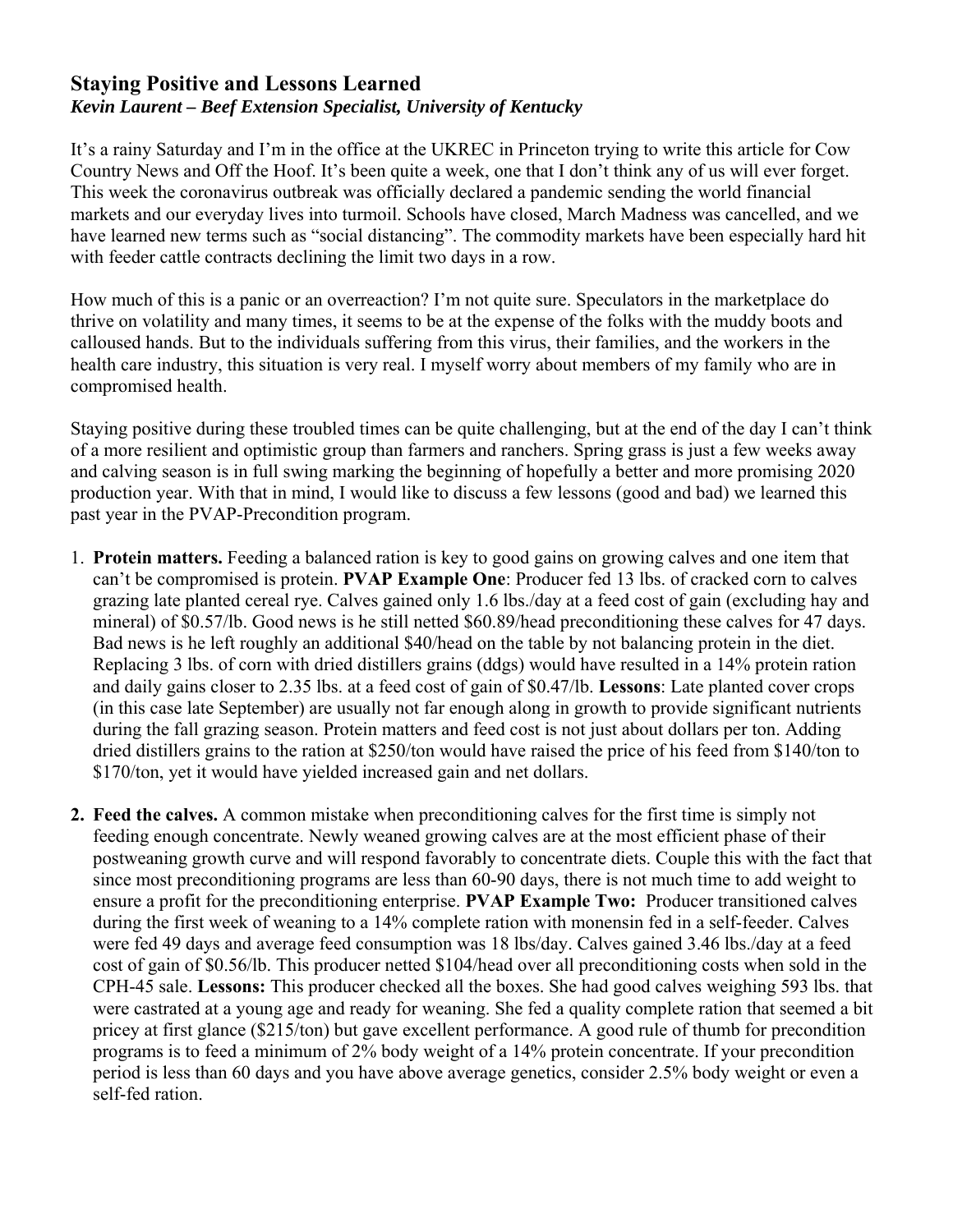## Staying Positive and Lessons Learned

***Kevin Laurent – Beef Extension Specialist, University of Kentucky***

It's a rainy Saturday and I'm in the office at the UKREC in Princeton trying to write this article for Cow Country News and Off the Hoof. It's been quite a week, one that I don't think any of us will ever forget. This week the coronavirus outbreak was officially declared a pandemic sending the world financial markets and our everyday lives into turmoil. Schools have closed, March Madness was cancelled, and we have learned new terms such as "social distancing". The commodity markets have been especially hard hit with feeder cattle contracts declining the limit two days in a row.

How much of this is a panic or an overreaction? I'm not quite sure. Speculators in the marketplace do thrive on volatility and many times, it seems to be at the expense of the folks with the muddy boots and calloused hands. But to the individuals suffering from this virus, their families, and the workers in the health care industry, this situation is very real. I myself worry about members of my family who are in compromised health.

Staying positive during these troubled times can be quite challenging, but at the end of the day I can't think of a more resilient and optimistic group than farmers and ranchers. Spring grass is just a few weeks away and calving season is in full swing marking the beginning of hopefully a better and more promising 2020 production year. With that in mind, I would like to discuss a few lessons (good and bad) we learned this past year in the PVAP-Precondition program.

1. **Protein matters.** Feeding a balanced ration is key to good gains on growing calves and one item that can't be compromised is protein. **PVAP Example One**: Producer fed 13 lbs. of cracked corn to calves grazing late planted cereal rye. Calves gained only 1.6 lbs./day at a feed cost of gain (excluding hay and mineral) of $0.57/lb. Good news is he still netted $60.89/head preconditioning these calves for 47 days. Bad news is he left roughly an additional $40/head on the table by not balancing protein in the diet. Replacing 3 lbs. of corn with dried distillers grains (ddgs) would have resulted in a 14% protein ration and daily gains closer to 2.35 lbs. at a feed cost of gain of $0.47/lb. **Lessons**: Late planted cover crops (in this case late September) are usually not far enough along in growth to provide significant nutrients during the fall grazing season. Protein matters and feed cost is not just about dollars per ton. Adding dried distillers grains to the ration at $250/ton would have raised the price of his feed from $140/ton to $170/ton, yet it would have yielded increased gain and net dollars.

2. **Feed the calves.** A common mistake when preconditioning calves for the first time is simply not feeding enough concentrate. Newly weaned growing calves are at the most efficient phase of their postweaning growth curve and will respond favorably to concentrate diets. Couple this with the fact that since most preconditioning programs are less than 60-90 days, there is not much time to add weight to ensure a profit for the preconditioning enterprise. **PVAP Example Two:** Producer transitioned calves during the first week of weaning to a 14% complete ration with monensin fed in a self-feeder. Calves were fed 49 days and average feed consumption was 18 lbs/day. Calves gained 3.46 lbs./day at a feed cost of gain of $0.56/lb. This producer netted $104/head over all preconditioning costs when sold in the CPH-45 sale. **Lessons:** This producer checked all the boxes. She had good calves weighing 593 lbs. that were castrated at a young age and ready for weaning. She fed a quality complete ration that seemed a bit pricey at first glance ($215/ton) but gave excellent performance. A good rule of thumb for precondition programs is to feed a minimum of 2% body weight of a 14% protein concentrate. If your precondition period is less than 60 days and you have above average genetics, consider 2.5% body weight or even a self-fed ration.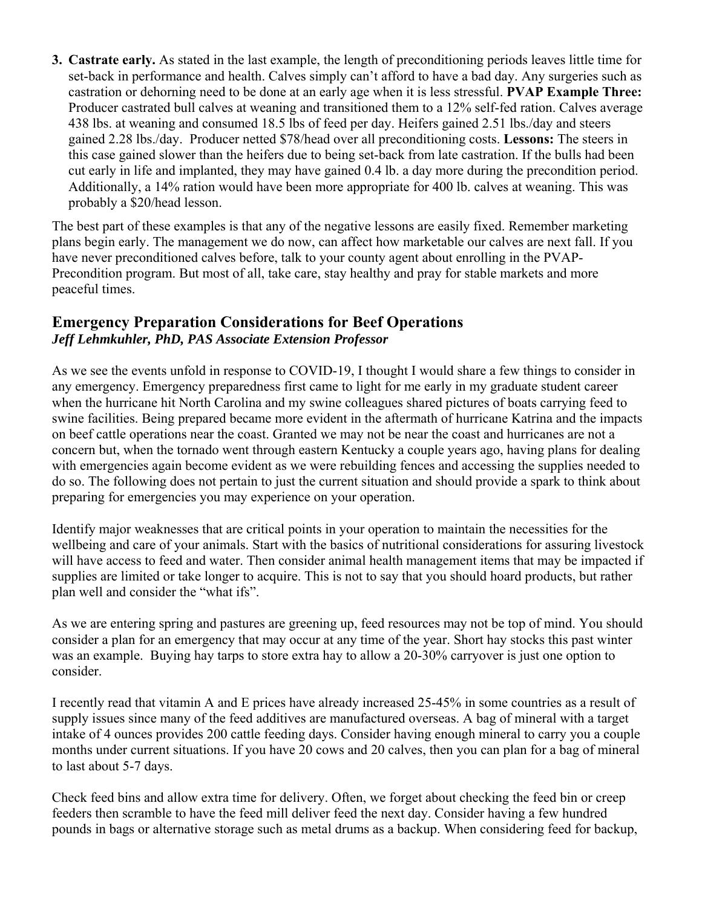3. **Castrate early.** As stated in the last example, the length of preconditioning periods leaves little time for set-back in performance and health. Calves simply can't afford to have a bad day. Any surgeries such as castration or dehorning need to be done at an early age when it is less stressful. **PVAP Example Three:** Producer castrated bull calves at weaning and transitioned them to a 12% self-fed ration. Calves average 438 lbs. at weaning and consumed 18.5 lbs of feed per day. Heifers gained 2.51 lbs./day and steers gained 2.28 lbs./day. Producer netted $78/head over all preconditioning costs. **Lessons:** The steers in this case gained slower than the heifers due to being set-back from late castration. If the bulls had been cut early in life and implanted, they may have gained 0.4 lb. a day more during the precondition period. Additionally, a 14% ration would have been more appropriate for 400 lb. calves at weaning. This was probably a $20/head lesson.

The best part of these examples is that any of the negative lessons are easily fixed. Remember marketing plans begin early. The management we do now, can affect how marketable our calves are next fall. If you have never preconditioned calves before, talk to your county agent about enrolling in the PVAP-Precondition program. But most of all, take care, stay healthy and pray for stable markets and more peaceful times.

## Emergency Preparation Considerations for Beef Operations

***Jeff Lehmkuhler, PhD, PAS Associate Extension Professor***

As we see the events unfold in response to COVID-19, I thought I would share a few things to consider in any emergency. Emergency preparedness first came to light for me early in my graduate student career when the hurricane hit North Carolina and my swine colleagues shared pictures of boats carrying feed to swine facilities. Being prepared became more evident in the aftermath of hurricane Katrina and the impacts on beef cattle operations near the coast. Granted we may not be near the coast and hurricanes are not a concern but, when the tornado went through eastern Kentucky a couple years ago, having plans for dealing with emergencies again become evident as we were rebuilding fences and accessing the supplies needed to do so. The following does not pertain to just the current situation and should provide a spark to think about preparing for emergencies you may experience on your operation.

Identify major weaknesses that are critical points in your operation to maintain the necessities for the wellbeing and care of your animals. Start with the basics of nutritional considerations for assuring livestock will have access to feed and water. Then consider animal health management items that may be impacted if supplies are limited or take longer to acquire. This is not to say that you should hoard products, but rather plan well and consider the "what ifs".

As we are entering spring and pastures are greening up, feed resources may not be top of mind. You should consider a plan for an emergency that may occur at any time of the year. Short hay stocks this past winter was an example. Buying hay tarps to store extra hay to allow a 20-30% carryover is just one option to consider.

I recently read that vitamin A and E prices have already increased 25-45% in some countries as a result of supply issues since many of the feed additives are manufactured overseas. A bag of mineral with a target intake of 4 ounces provides 200 cattle feeding days. Consider having enough mineral to carry you a couple months under current situations. If you have 20 cows and 20 calves, then you can plan for a bag of mineral to last about 5-7 days.

Check feed bins and allow extra time for delivery. Often, we forget about checking the feed bin or creep feeders then scramble to have the feed mill deliver feed the next day. Consider having a few hundred pounds in bags or alternative storage such as metal drums as a backup. When considering feed for backup,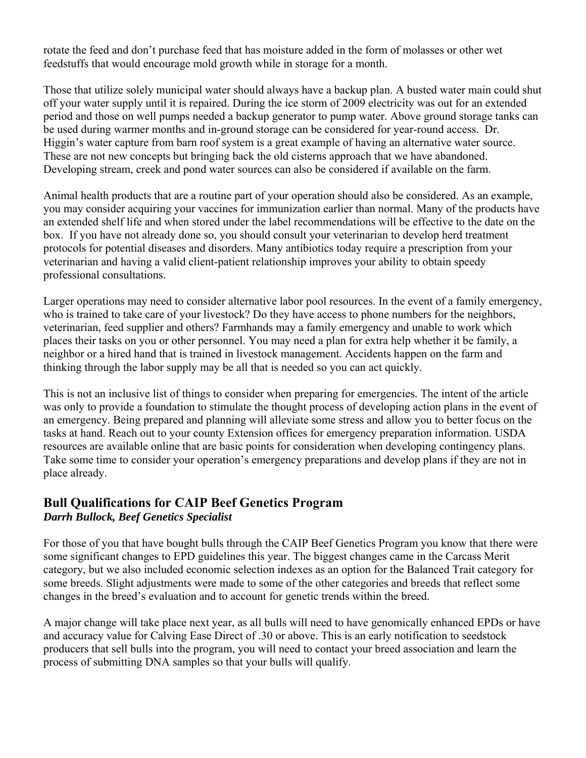rotate the feed and don't purchase feed that has moisture added in the form of molasses or other wet feedstuffs that would encourage mold growth while in storage for a month.

Those that utilize solely municipal water should always have a backup plan. A busted water main could shut off your water supply until it is repaired. During the ice storm of 2009 electricity was out for an extended period and those on well pumps needed a backup generator to pump water. Above ground storage tanks can be used during warmer months and in-ground storage can be considered for year-round access. Dr. Higgin's water capture from barn roof system is a great example of having an alternative water source. These are not new concepts but bringing back the old cisterns approach that we have abandoned. Developing stream, creek and pond water sources can also be considered if available on the farm.

Animal health products that are a routine part of your operation should also be considered. As an example, you may consider acquiring your vaccines for immunization earlier than normal. Many of the products have an extended shelf life and when stored under the label recommendations will be effective to the date on the box. If you have not already done so, you should consult your veterinarian to develop herd treatment protocols for potential diseases and disorders. Many antibiotics today require a prescription from your veterinarian and having a valid client-patient relationship improves your ability to obtain speedy professional consultations.

Larger operations may need to consider alternative labor pool resources. In the event of a family emergency, who is trained to take care of your livestock? Do they have access to phone numbers for the neighbors, veterinarian, feed supplier and others? Farmhands may a family emergency and unable to work which places their tasks on you or other personnel. You may need a plan for extra help whether it be family, a neighbor or a hired hand that is trained in livestock management. Accidents happen on the farm and thinking through the labor supply may be all that is needed so you can act quickly.

This is not an inclusive list of things to consider when preparing for emergencies. The intent of the article was only to provide a foundation to stimulate the thought process of developing action plans in the event of an emergency. Being prepared and planning will alleviate some stress and allow you to better focus on the tasks at hand. Reach out to your county Extension offices for emergency preparation information. USDA resources are available online that are basic points for consideration when developing contingency plans. Take some time to consider your operation's emergency preparations and develop plans if they are not in place already.

## Bull Qualifications for CAIP Beef Genetics Program

***Darrh Bullock, Beef Genetics Specialist***

For those of you that have bought bulls through the CAIP Beef Genetics Program you know that there were some significant changes to EPD guidelines this year. The biggest changes came in the Carcass Merit category, but we also included economic selection indexes as an option for the Balanced Trait category for some breeds. Slight adjustments were made to some of the other categories and breeds that reflect some changes in the breed's evaluation and to account for genetic trends within the breed.

A major change will take place next year, as all bulls will need to have genomically enhanced EPDs or have and accuracy value for Calving Ease Direct of .30 or above. This is an early notification to seedstock producers that sell bulls into the program, you will need to contact your breed association and learn the process of submitting DNA samples so that your bulls will qualify.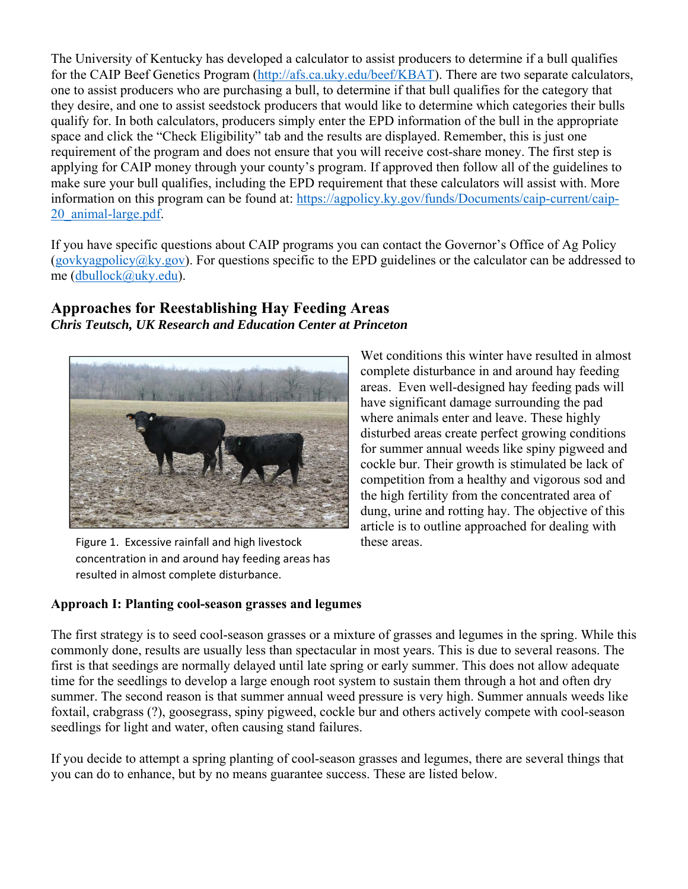The University of Kentucky has developed a calculator to assist producers to determine if a bull qualifies for the CAIP Beef Genetics Program (http://afs.ca.uky.edu/beef/KBAT). There are two separate calculators, one to assist producers who are purchasing a bull, to determine if that bull qualifies for the category that they desire, and one to assist seedstock producers that would like to determine which categories their bulls qualify for. In both calculators, producers simply enter the EPD information of the bull in the appropriate space and click the "Check Eligibility" tab and the results are displayed. Remember, this is just one requirement of the program and does not ensure that you will receive cost-share money. The first step is applying for CAIP money through your county's program. If approved then follow all of the guidelines to make sure your bull qualifies, including the EPD requirement that these calculators will assist with. More information on this program can be found at: https://agpolicy.ky.gov/funds/Documents/caip-current/caip-20_animal-large.pdf.

If you have specific questions about CAIP programs you can contact the Governor's Office of Ag Policy (govkyagpolicy@ky.gov). For questions specific to the EPD guidelines or the calculator can be addressed to me (dbullock@uky.edu).

## Approaches for Reestablishing Hay Feeding Areas

***Chris Teutsch, UK Research and Education Center at Princeton***

Figure 1. Excessive rainfall and high livestock concentration in and around hay feeding areas has resulted in almost complete disturbance.

Wet conditions this winter have resulted in almost complete disturbance in and around hay feeding areas. Even well-designed hay feeding pads will have significant damage surrounding the pad where animals enter and leave. These highly disturbed areas create perfect growing conditions for summer annual weeds like spiny pigweed and cockle bur. Their growth is stimulated be lack of competition from a healthy and vigorous sod and the high fertility from the concentrated area of dung, urine and rotting hay. The objective of this article is to outline approached for dealing with these areas.

**Approach I: Planting cool-season grasses and legumes**

The first strategy is to seed cool-season grasses or a mixture of grasses and legumes in the spring. While this commonly done, results are usually less than spectacular in most years. This is due to several reasons. The first is that seedings are normally delayed until late spring or early summer. This does not allow adequate time for the seedlings to develop a large enough root system to sustain them through a hot and often dry summer. The second reason is that summer annual weed pressure is very high. Summer annuals weeds like foxtail, crabgrass (?), goosegrass, spiny pigweed, cockle bur and others actively compete with cool-season seedlings for light and water, often causing stand failures.

If you decide to attempt a spring planting of cool-season grasses and legumes, there are several things that you can do to enhance, but by no means guarantee success. These are listed below.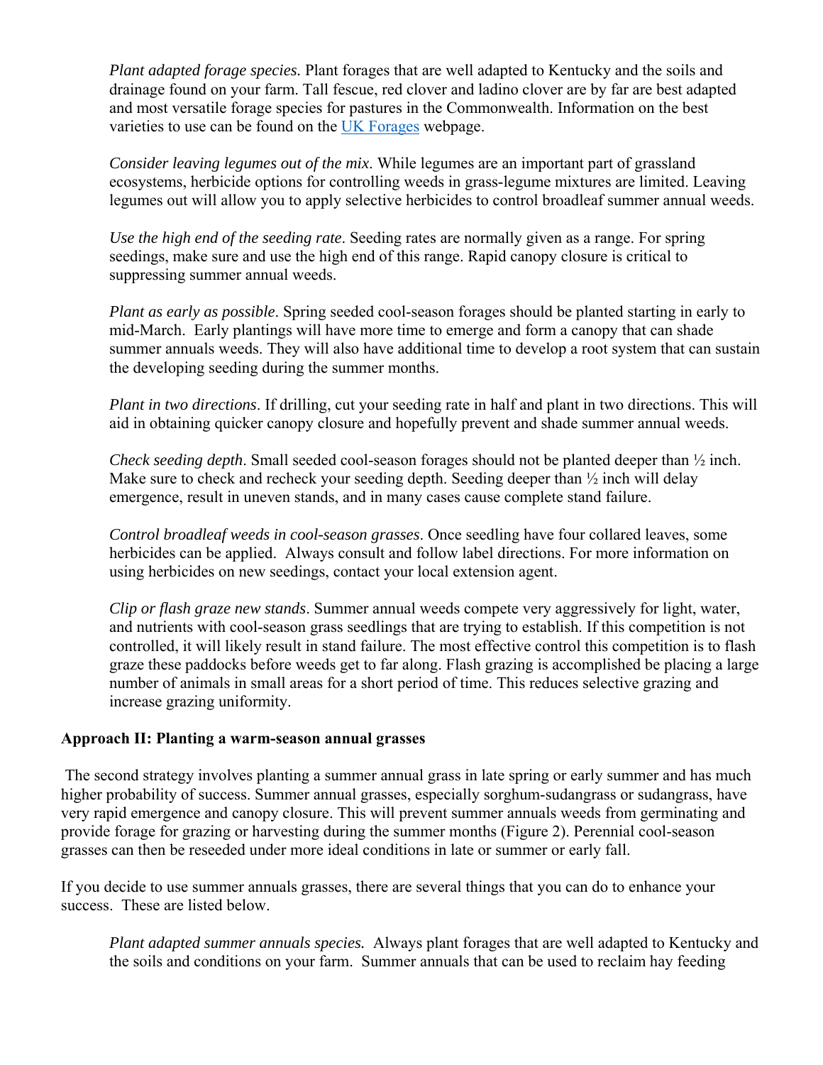*Plant adapted forage species.* Plant forages that are well adapted to Kentucky and the soils and drainage found on your farm. Tall fescue, red clover and ladino clover are by far are best adapted and most versatile forage species for pastures in the Commonwealth. Information on the best varieties to use can be found on the UK Forages webpage.

*Consider leaving legumes out of the mix*. While legumes are an important part of grassland ecosystems, herbicide options for controlling weeds in grass-legume mixtures are limited. Leaving legumes out will allow you to apply selective herbicides to control broadleaf summer annual weeds.

*Use the high end of the seeding rate*. Seeding rates are normally given as a range. For spring seedings, make sure and use the high end of this range. Rapid canopy closure is critical to suppressing summer annual weeds.

*Plant as early as possible*. Spring seeded cool-season forages should be planted starting in early to mid-March. Early plantings will have more time to emerge and form a canopy that can shade summer annuals weeds. They will also have additional time to develop a root system that can sustain the developing seeding during the summer months.

*Plant in two directions*. If drilling, cut your seeding rate in half and plant in two directions. This will aid in obtaining quicker canopy closure and hopefully prevent and shade summer annual weeds.

*Check seeding depth*. Small seeded cool-season forages should not be planted deeper than ½ inch. Make sure to check and recheck your seeding depth. Seeding deeper than ½ inch will delay emergence, result in uneven stands, and in many cases cause complete stand failure.

*Control broadleaf weeds in cool-season grasses*. Once seedling have four collared leaves, some herbicides can be applied. Always consult and follow label directions. For more information on using herbicides on new seedings, contact your local extension agent.

*Clip or flash graze new stands*. Summer annual weeds compete very aggressively for light, water, and nutrients with cool-season grass seedlings that are trying to establish. If this competition is not controlled, it will likely result in stand failure. The most effective control this competition is to flash graze these paddocks before weeds get to far along. Flash grazing is accomplished be placing a large number of animals in small areas for a short period of time. This reduces selective grazing and increase grazing uniformity.

**Approach II: Planting a warm-season annual grasses**

The second strategy involves planting a summer annual grass in late spring or early summer and has much higher probability of success. Summer annual grasses, especially sorghum-sudangrass or sudangrass, have very rapid emergence and canopy closure. This will prevent summer annuals weeds from germinating and provide forage for grazing or harvesting during the summer months (Figure 2). Perennial cool-season grasses can then be reseeded under more ideal conditions in late or summer or early fall.

If you decide to use summer annuals grasses, there are several things that you can do to enhance your success. These are listed below.

*Plant adapted summer annuals species.* Always plant forages that are well adapted to Kentucky and the soils and conditions on your farm. Summer annuals that can be used to reclaim hay feeding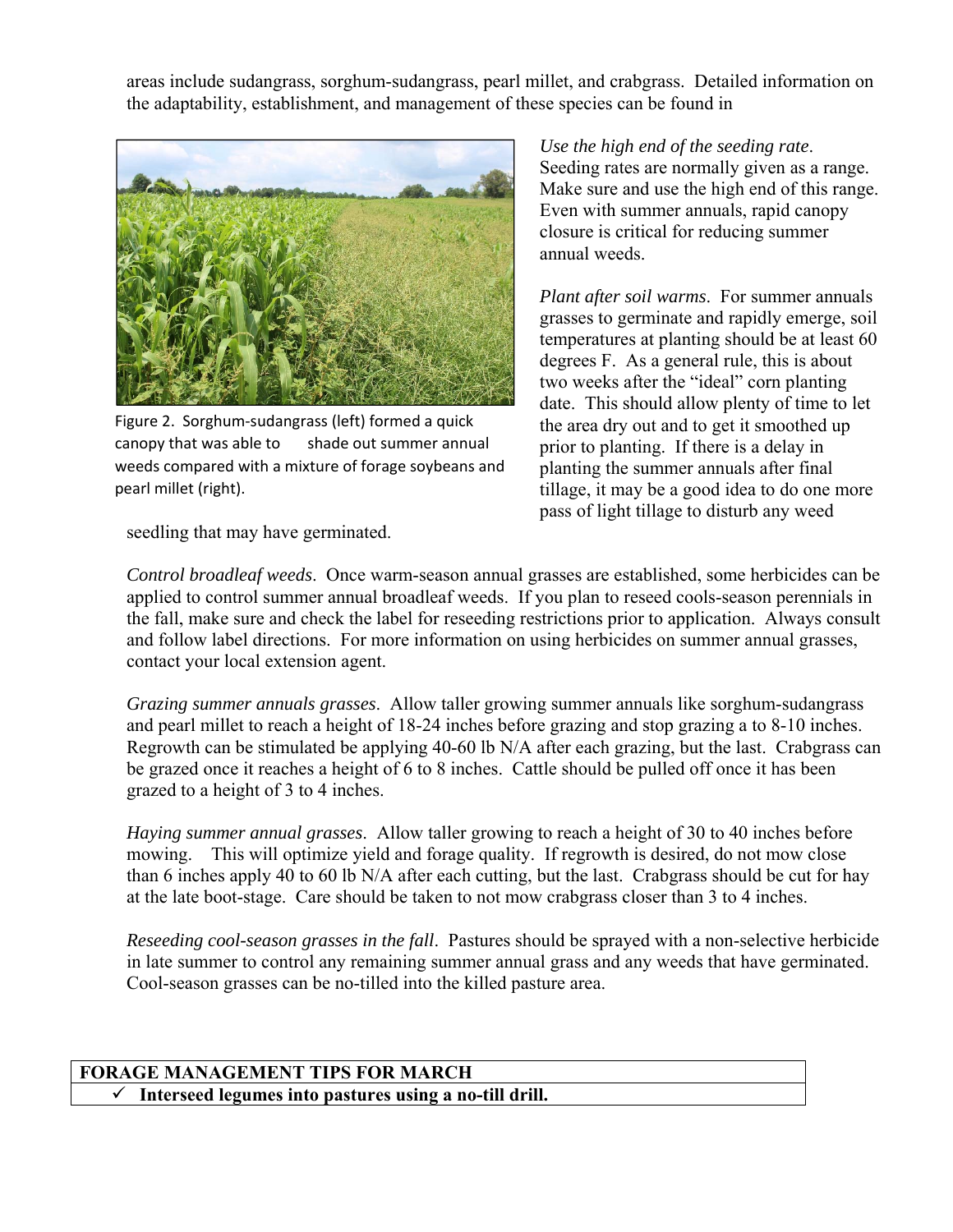areas include sudangrass, sorghum-sudangrass, pearl millet, and crabgrass. Detailed information on the adaptability, establishment, and management of these species can be found in

Figure 2. Sorghum-sudangrass (left) formed a quick canopy that was able to shade out summer annual weeds compared with a mixture of forage soybeans and pearl millet (right).

*Use the high end of the seeding rate*. Seeding rates are normally given as a range. Make sure and use the high end of this range. Even with summer annuals, rapid canopy closure is critical for reducing summer annual weeds.

*Plant after soil warms*. For summer annuals grasses to germinate and rapidly emerge, soil temperatures at planting should be at least 60 degrees F. As a general rule, this is about two weeks after the "ideal" corn planting date. This should allow plenty of time to let the area dry out and to get it smoothed up prior to planting. If there is a delay in planting the summer annuals after final tillage, it may be a good idea to do one more pass of light tillage to disturb any weed seedling that may have germinated.

*Control broadleaf weeds*. Once warm-season annual grasses are established, some herbicides can be applied to control summer annual broadleaf weeds. If you plan to reseed cools-season perennials in the fall, make sure and check the label for reseeding restrictions prior to application. Always consult and follow label directions. For more information on using herbicides on summer annual grasses, contact your local extension agent.

*Grazing summer annuals grasses*. Allow taller growing summer annuals like sorghum-sudangrass and pearl millet to reach a height of 18-24 inches before grazing and stop grazing a to 8-10 inches. Regrowth can be stimulated be applying 40-60 lb N/A after each grazing, but the last. Crabgrass can be grazed once it reaches a height of 6 to 8 inches. Cattle should be pulled off once it has been grazed to a height of 3 to 4 inches.

*Haying summer annual grasses*. Allow taller growing to reach a height of 30 to 40 inches before mowing. This will optimize yield and forage quality. If regrowth is desired, do not mow close than 6 inches apply 40 to 60 lb N/A after each cutting, but the last. Crabgrass should be cut for hay at the late boot-stage. Care should be taken to not mow crabgrass closer than 3 to 4 inches.

*Reseeding cool-season grasses in the fall*. Pastures should be sprayed with a non-selective herbicide in late summer to control any remaining summer annual grass and any weeds that have germinated. Cool-season grasses can be no-tilled into the killed pasture area.

| **FORAGE MANAGEMENT TIPS FOR MARCH** |
| --- |
| ✓ **Interseed legumes into pastures using a no-till drill.** |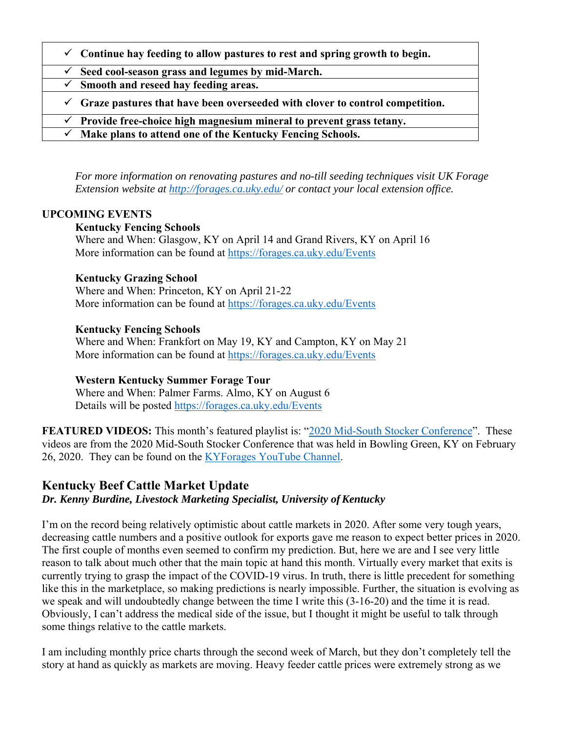| |
|---|
| ✓ **Continue hay feeding to allow pastures to rest and spring growth to begin.** |
| ✓ **Seed cool-season grass and legumes by mid-March.** |
| ✓ **Smooth and reseed hay feeding areas.** |
| ✓ **Graze pastures that have been overseeded with clover to control competition.** |
| ✓ **Provide free-choice high magnesium mineral to prevent grass tetany.** |
| ✓ **Make plans to attend one of the Kentucky Fencing Schools.** |

*For more information on renovating pastures and no-till seeding techniques visit UK Forage Extension website at [http://forages.ca.uky.edu/](http://forages.ca.uky.edu/) or contact your local extension office.*

**UPCOMING EVENTS**

**Kentucky Fencing Schools**
Where and When: Glasgow, KY on April 14 and Grand Rivers, KY on April 16
More information can be found at [https://forages.ca.uky.edu/Events](https://forages.ca.uky.edu/Events)

**Kentucky Grazing School**
Where and When: Princeton, KY on April 21-22
More information can be found at [https://forages.ca.uky.edu/Events](https://forages.ca.uky.edu/Events)

**Kentucky Fencing Schools**
Where and When: Frankfort on May 19, KY and Campton, KY on May 21
More information can be found at [https://forages.ca.uky.edu/Events](https://forages.ca.uky.edu/Events)

**Western Kentucky Summer Forage Tour**
Where and When: Palmer Farms. Almo, KY on August 6
Details will be posted [https://forages.ca.uky.edu/Events](https://forages.ca.uky.edu/Events)

**FEATURED VIDEOS:** This month's featured playlist is: "2020 Mid-South Stocker Conference". These videos are from the 2020 Mid-South Stocker Conference that was held in Bowling Green, KY on February 26, 2020. They can be found on the KYForages YouTube Channel.

## Kentucky Beef Cattle Market Update

***Dr. Kenny Burdine, Livestock Marketing Specialist, University of Kentucky***

I'm on the record being relatively optimistic about cattle markets in 2020. After some very tough years, decreasing cattle numbers and a positive outlook for exports gave me reason to expect better prices in 2020. The first couple of months even seemed to confirm my prediction. But, here we are and I see very little reason to talk about much other that the main topic at hand this month. Virtually every market that exits is currently trying to grasp the impact of the COVID-19 virus. In truth, there is little precedent for something like this in the marketplace, so making predictions is nearly impossible. Further, the situation is evolving as we speak and will undoubtedly change between the time I write this (3-16-20) and the time it is read. Obviously, I can't address the medical side of the issue, but I thought it might be useful to talk through some things relative to the cattle markets.

I am including monthly price charts through the second week of March, but they don't completely tell the story at hand as quickly as markets are moving. Heavy feeder cattle prices were extremely strong as we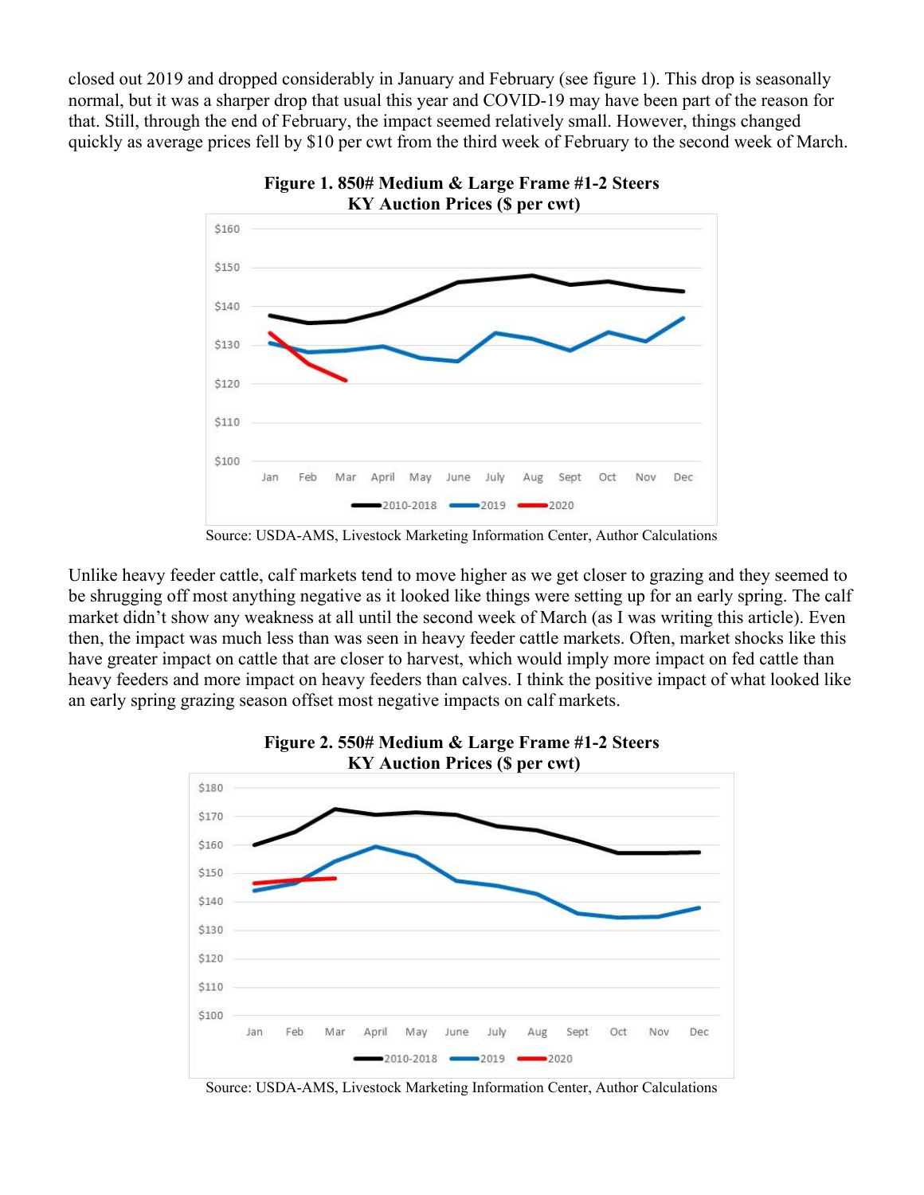closed out 2019 and dropped considerably in January and February (see figure 1). This drop is seasonally normal, but it was a sharper drop that usual this year and COVID-19 may have been part of the reason for that. Still, through the end of February, the impact seemed relatively small. However, things changed quickly as average prices fell by $10 per cwt from the third week of February to the second week of March.

**Figure 1. 850# Medium & Large Frame #1-2 Steers KY Auction Prices ($ per cwt)**

Source: USDA-AMS, Livestock Marketing Information Center, Author Calculations

Unlike heavy feeder cattle, calf markets tend to move higher as we get closer to grazing and they seemed to be shrugging off most anything negative as it looked like things were setting up for an early spring. The calf market didn't show any weakness at all until the second week of March (as I was writing this article). Even then, the impact was much less than was seen in heavy feeder cattle markets. Often, market shocks like this have greater impact on cattle that are closer to harvest, which would imply more impact on fed cattle than heavy feeders and more impact on heavy feeders than calves. I think the positive impact of what looked like an early spring grazing season offset most negative impacts on calf markets.

**Figure 2. 550# Medium & Large Frame #1-2 Steers KY Auction Prices ($ per cwt)**

Source: USDA-AMS, Livestock Marketing Information Center, Author Calculations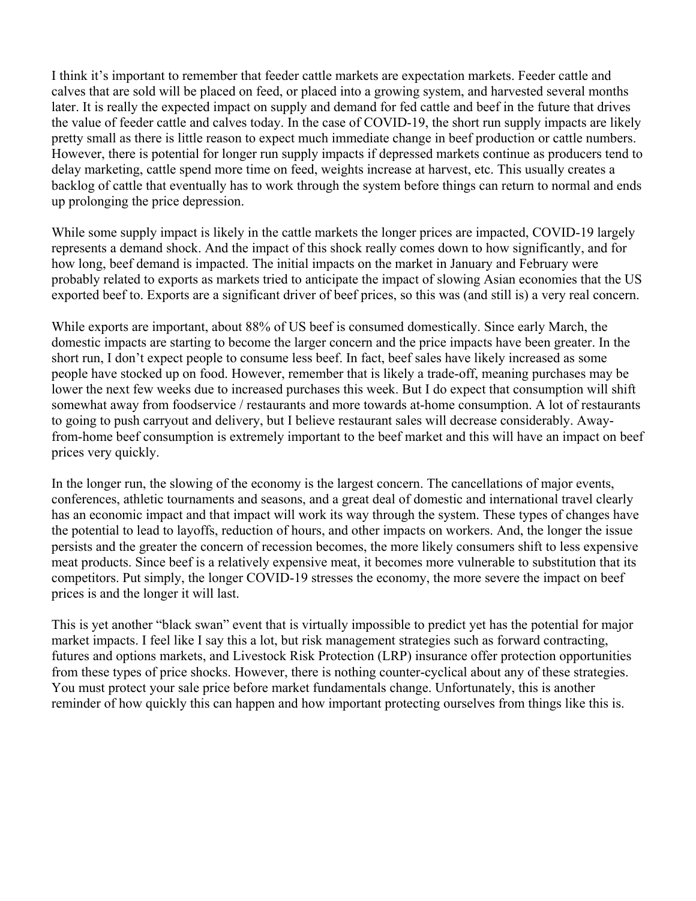I think it's important to remember that feeder cattle markets are expectation markets. Feeder cattle and calves that are sold will be placed on feed, or placed into a growing system, and harvested several months later. It is really the expected impact on supply and demand for fed cattle and beef in the future that drives the value of feeder cattle and calves today. In the case of COVID-19, the short run supply impacts are likely pretty small as there is little reason to expect much immediate change in beef production or cattle numbers. However, there is potential for longer run supply impacts if depressed markets continue as producers tend to delay marketing, cattle spend more time on feed, weights increase at harvest, etc. This usually creates a backlog of cattle that eventually has to work through the system before things can return to normal and ends up prolonging the price depression.

While some supply impact is likely in the cattle markets the longer prices are impacted, COVID-19 largely represents a demand shock. And the impact of this shock really comes down to how significantly, and for how long, beef demand is impacted. The initial impacts on the market in January and February were probably related to exports as markets tried to anticipate the impact of slowing Asian economies that the US exported beef to. Exports are a significant driver of beef prices, so this was (and still is) a very real concern.

While exports are important, about 88% of US beef is consumed domestically. Since early March, the domestic impacts are starting to become the larger concern and the price impacts have been greater. In the short run, I don't expect people to consume less beef. In fact, beef sales have likely increased as some people have stocked up on food. However, remember that is likely a trade-off, meaning purchases may be lower the next few weeks due to increased purchases this week. But I do expect that consumption will shift somewhat away from foodservice / restaurants and more towards at-home consumption. A lot of restaurants to going to push carryout and delivery, but I believe restaurant sales will decrease considerably. Away-from-home beef consumption is extremely important to the beef market and this will have an impact on beef prices very quickly.

In the longer run, the slowing of the economy is the largest concern. The cancellations of major events, conferences, athletic tournaments and seasons, and a great deal of domestic and international travel clearly has an economic impact and that impact will work its way through the system. These types of changes have the potential to lead to layoffs, reduction of hours, and other impacts on workers. And, the longer the issue persists and the greater the concern of recession becomes, the more likely consumers shift to less expensive meat products. Since beef is a relatively expensive meat, it becomes more vulnerable to substitution that its competitors. Put simply, the longer COVID-19 stresses the economy, the more severe the impact on beef prices is and the longer it will last.

This is yet another "black swan" event that is virtually impossible to predict yet has the potential for major market impacts. I feel like I say this a lot, but risk management strategies such as forward contracting, futures and options markets, and Livestock Risk Protection (LRP) insurance offer protection opportunities from these types of price shocks. However, there is nothing counter-cyclical about any of these strategies. You must protect your sale price before market fundamentals change. Unfortunately, this is another reminder of how quickly this can happen and how important protecting ourselves from things like this is.